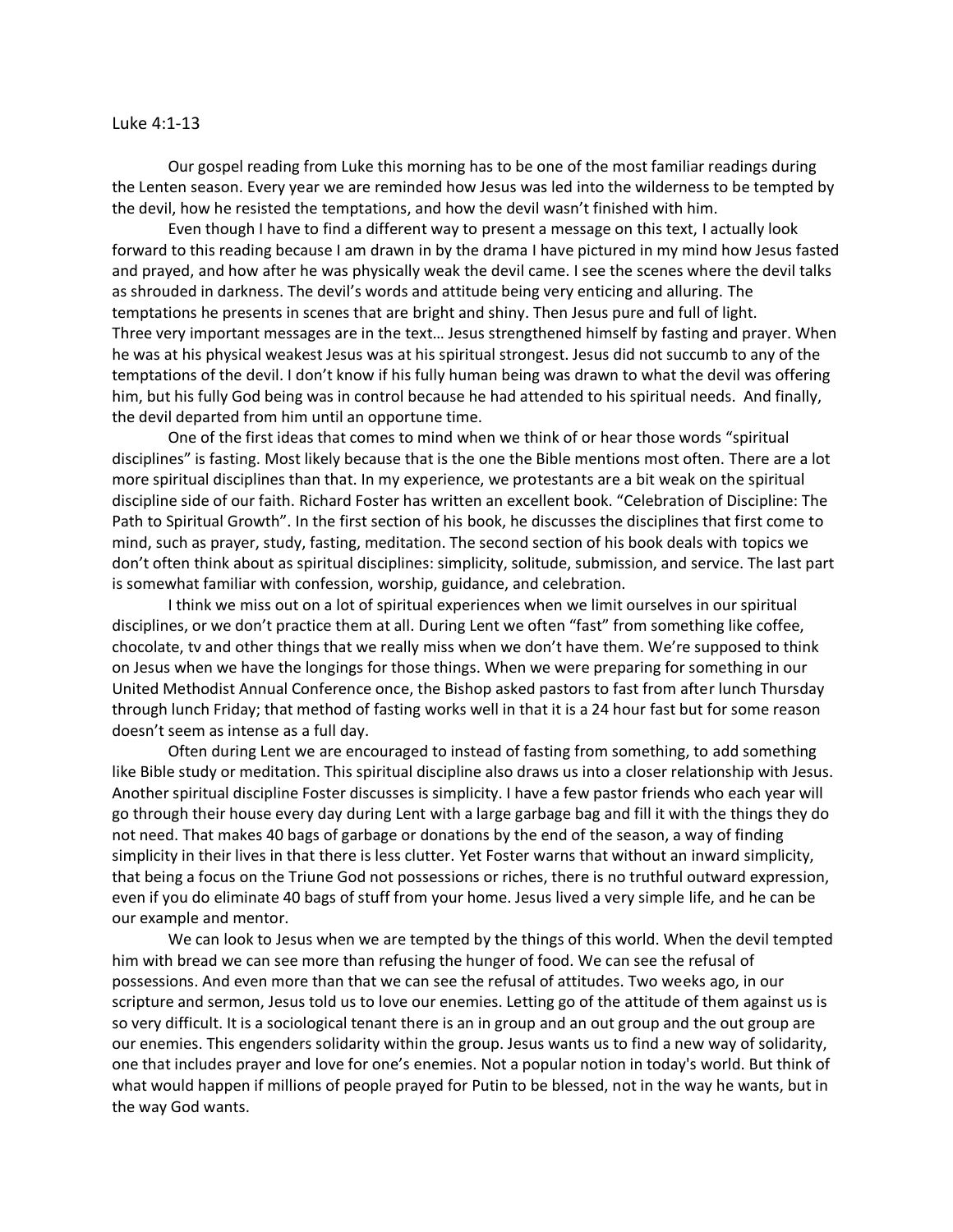Luke 4:1-13

Our gospel reading from Luke this morning has to be one of the most familiar readings during the Lenten season. Every year we are reminded how Jesus was led into the wilderness to be tempted by the devil, how he resisted the temptations, and how the devil wasn't finished with him.

Even though I have to find a different way to present a message on this text, I actually look forward to this reading because I am drawn in by the drama I have pictured in my mind how Jesus fasted and prayed, and how after he was physically weak the devil came. I see the scenes where the devil talks as shrouded in darkness. The devil's words and attitude being very enticing and alluring. The temptations he presents in scenes that are bright and shiny. Then Jesus pure and full of light.

Three very important messages are in the text… Jesus strengthened himself by fasting and prayer. When he was at his physical weakest Jesus was at his spiritual strongest. Jesus did not succumb to any of the temptations of the devil. I don't know if his fully human being was drawn to what the devil was offering him, but his fully God being was in control because he had attended to his spiritual needs. And finally, the devil departed from him until an opportune time.

One of the first ideas that comes to mind when we think of or hear those words "spiritual disciplines" is fasting. Most likely because that is the one the Bible mentions most often. There are a lot more spiritual disciplines than that. In my experience, we protestants are a bit weak on the spiritual discipline side of our faith. Richard Foster has written an excellent book. "Celebration of Discipline: The Path to Spiritual Growth". In the first section of his book, he discusses the disciplines that first come to mind, such as prayer, study, fasting, meditation. The second section of his book deals with topics we don't often think about as spiritual disciplines: simplicity, solitude, submission, and service. The last part is somewhat familiar with confession, worship, guidance, and celebration.

I think we miss out on a lot of spiritual experiences when we limit ourselves in our spiritual disciplines, or we don't practice them at all. During Lent we often "fast" from something like coffee, chocolate, tv and other things that we really miss when we don't have them. We're supposed to think on Jesus when we have the longings for those things. When we were preparing for something in our United Methodist Annual Conference once, the Bishop asked pastors to fast from after lunch Thursday through lunch Friday; that method of fasting works well in that it is a 24 hour fast but for some reason doesn't seem as intense as a full day.

Often during Lent we are encouraged to instead of fasting from something, to add something like Bible study or meditation. This spiritual discipline also draws us into a closer relationship with Jesus. Another spiritual discipline Foster discusses is simplicity. I have a few pastor friends who each year will go through their house every day during Lent with a large garbage bag and fill it with the things they do not need. That makes 40 bags of garbage or donations by the end of the season, a way of finding simplicity in their lives in that there is less clutter. Yet Foster warns that without an inward simplicity, that being a focus on the Triune God not possessions or riches, there is no truthful outward expression, even if you do eliminate 40 bags of stuff from your home. Jesus lived a very simple life, and he can be our example and mentor.

We can look to Jesus when we are tempted by the things of this world. When the devil tempted him with bread we can see more than refusing the hunger of food. We can see the refusal of possessions. And even more than that we can see the refusal of attitudes. Two weeks ago, in our scripture and sermon, Jesus told us to love our enemies. Letting go of the attitude of them against us is so very difficult. It is a sociological tenant there is an in group and an out group and the out group are our enemies. This engenders solidarity within the group. Jesus wants us to find a new way of solidarity, one that includes prayer and love for one's enemies. Not a popular notion in today's world. But think of what would happen if millions of people prayed for Putin to be blessed, not in the way he wants, but in the way God wants.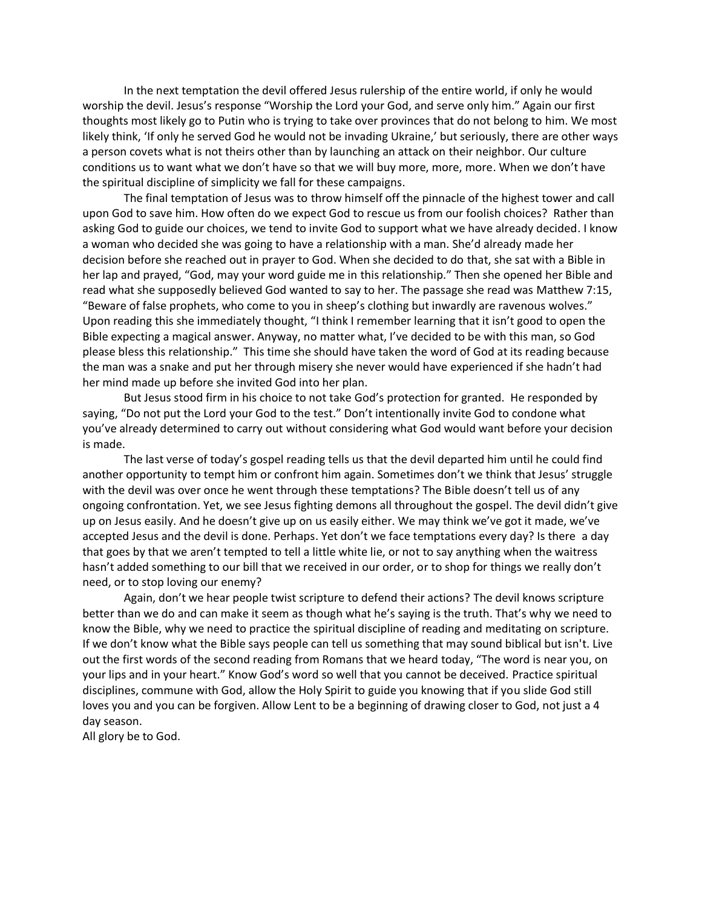In the next temptation the devil offered Jesus rulership of the entire world, if only he would worship the devil. Jesus's response "Worship the Lord your God, and serve only him." Again our first thoughts most likely go to Putin who is trying to take over provinces that do not belong to him. We most likely think, 'If only he served God he would not be invading Ukraine,' but seriously, there are other ways a person covets what is not theirs other than by launching an attack on their neighbor. Our culture conditions us to want what we don't have so that we will buy more, more, more. When we don't have the spiritual discipline of simplicity we fall for these campaigns.

The final temptation of Jesus was to throw himself off the pinnacle of the highest tower and call upon God to save him. How often do we expect God to rescue us from our foolish choices? Rather than asking God to guide our choices, we tend to invite God to support what we have already decided. I know a woman who decided she was going to have a relationship with a man. She'd already made her decision before she reached out in prayer to God. When she decided to do that, she sat with a Bible in her lap and prayed, "God, may your word guide me in this relationship." Then she opened her Bible and read what she supposedly believed God wanted to say to her. The passage she read was Matthew 7:15, "Beware of false prophets, who come to you in sheep's clothing but inwardly are ravenous wolves." Upon reading this she immediately thought, "I think I remember learning that it isn't good to open the Bible expecting a magical answer. Anyway, no matter what, I've decided to be with this man, so God please bless this relationship." This time she should have taken the word of God at its reading because the man was a snake and put her through misery she never would have experienced if she hadn't had her mind made up before she invited God into her plan.

But Jesus stood firm in his choice to not take God's protection for granted. He responded by saying, "Do not put the Lord your God to the test." Don't intentionally invite God to condone what you've already determined to carry out without considering what God would want before your decision is made.

The last verse of today's gospel reading tells us that the devil departed him until he could find another opportunity to tempt him or confront him again. Sometimes don't we think that Jesus' struggle with the devil was over once he went through these temptations? The Bible doesn't tell us of any ongoing confrontation. Yet, we see Jesus fighting demons all throughout the gospel. The devil didn't give up on Jesus easily. And he doesn't give up on us easily either. We may think we've got it made, we've accepted Jesus and the devil is done. Perhaps. Yet don't we face temptations every day? Is there a day that goes by that we aren't tempted to tell a little white lie, or not to say anything when the waitress hasn't added something to our bill that we received in our order, or to shop for things we really don't need, or to stop loving our enemy?

Again, don't we hear people twist scripture to defend their actions? The devil knows scripture better than we do and can make it seem as though what he's saying is the truth. That's why we need to know the Bible, why we need to practice the spiritual discipline of reading and meditating on scripture. If we don't know what the Bible says people can tell us something that may sound biblical but isn't. Live out the first words of the second reading from Romans that we heard today, "The word is near you, on your lips and in your heart." Know God's word so well that you cannot be deceived. Practice spiritual disciplines, commune with God, allow the Holy Spirit to guide you knowing that if you slide God still loves you and you can be forgiven. Allow Lent to be a beginning of drawing closer to God, not just a 4 day season.

All glory be to God.